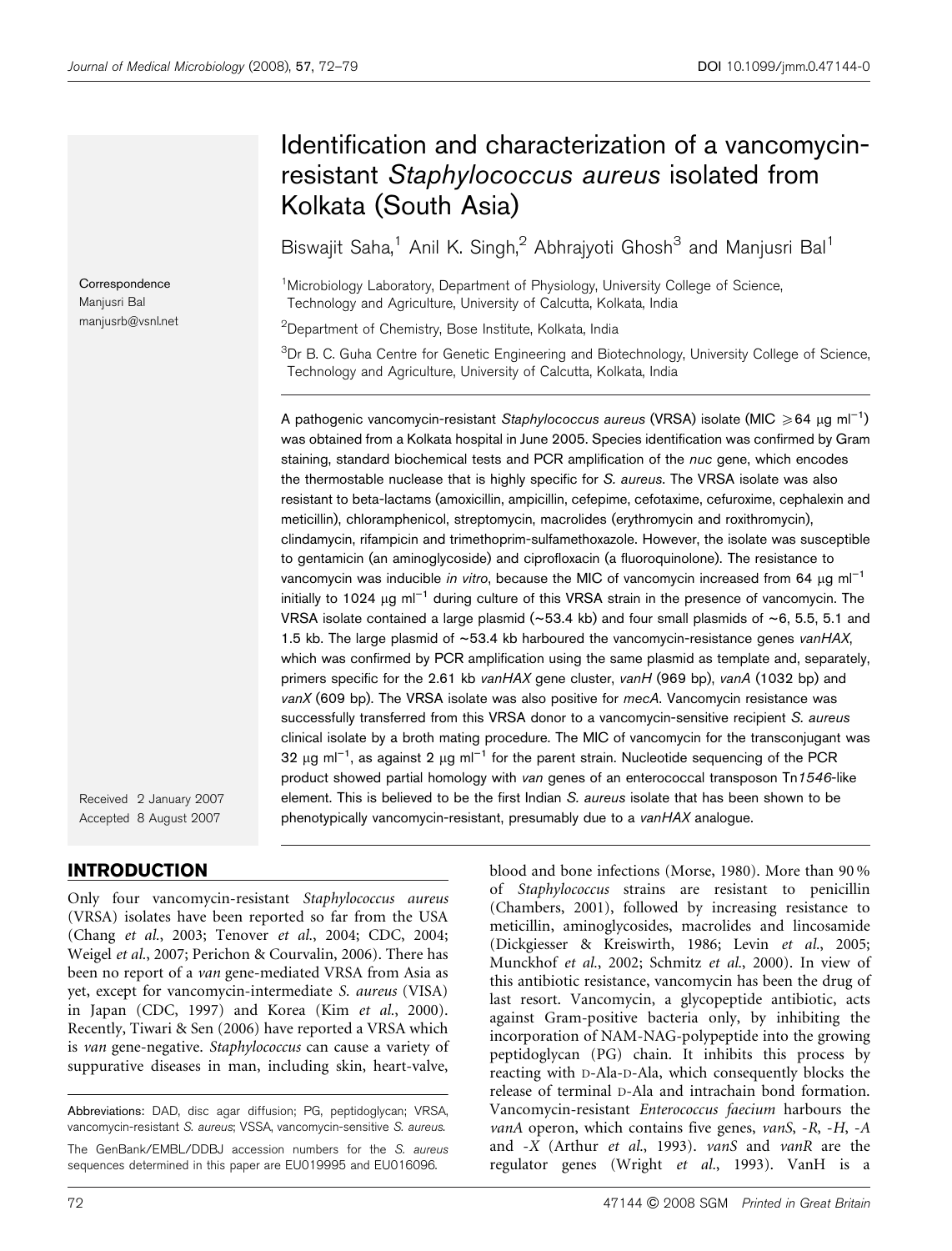# Identification and characterization of a vancomycin-resistant *Staphylococcus aureus* isolated from Kolkata (South Asia)

Biswajit Saha,[1] Anil K. Singh,[2] Abhrajyoti Ghosh[3] and Manjusri Bal[1]

[1]Microbiology Laboratory, Department of Physiology, University College of Science, Technology and Agriculture, University of Calcutta, Kolkata, India

[2]Department of Chemistry, Bose Institute, Kolkata, India

[3]Dr B. C. Guha Centre for Genetic Engineering and Biotechnology, University College of Science, Technology and Agriculture, University of Calcutta, Kolkata, India

Correspondence
Manjusri Bal
manjusrb@vsnl.net

Received 2 January 2007
Accepted 8 August 2007

A pathogenic vancomycin-resistant *Staphylococcus aureus* (VRSA) isolate (MIC $\geqslant$64 μg $ml^{-1}$) was obtained from a Kolkata hospital in June 2005. Species identification was confirmed by Gram staining, standard biochemical tests and PCR amplification of the *nuc* gene, which encodes the thermostable nuclease that is highly specific for *S. aureus*. The VRSA isolate was also resistant to beta-lactams (amoxicillin, ampicillin, cefepime, cefotaxime, cefuroxime, cephalexin and meticillin), chloramphenicol, streptomycin, macrolides (erythromycin and roxithromycin), clindamycin, rifampicin and trimethoprim-sulfamethoxazole. However, the isolate was susceptible to gentamicin (an aminoglycoside) and ciprofloxacin (a fluoroquinolone). The resistance to vancomycin was inducible *in vitro*, because the MIC of vancomycin increased from 64 μg $ml^{-1}$ initially to 1024 μg $ml^{-1}$ during culture of this VRSA strain in the presence of vancomycin. The VRSA isolate contained a large plasmid (~53.4 kb) and four small plasmids of ~6, 5.5, 5.1 and 1.5 kb. The large plasmid of ~53.4 kb harboured the vancomycin-resistance genes *vanHAX*, which was confirmed by PCR amplification using the same plasmid as template and, separately, primers specific for the 2.61 kb *vanHAX* gene cluster, *vanH* (969 bp), *vanA* (1032 bp) and *vanX* (609 bp). The VRSA isolate was also positive for *mecA*. Vancomycin resistance was successfully transferred from this VRSA donor to a vancomycin-sensitive recipient *S. aureus* clinical isolate by a broth mating procedure. The MIC of vancomycin for the transconjugant was 32 μg $ml^{-1}$, as against 2 μg $ml^{-1}$ for the parent strain. Nucleotide sequencing of the PCR product showed partial homology with *van* genes of an enterococcal transposon Tn*1546*-like element. This is believed to be the first Indian *S. aureus* isolate that has been shown to be phenotypically vancomycin-resistant, presumably due to a *vanHAX* analogue.

## INTRODUCTION

Only four vancomycin-resistant *Staphylococcus aureus* (VRSA) isolates have been reported so far from the USA (Chang *et al.*, 2003; Tenover *et al.*, 2004; CDC, 2004; Weigel *et al.*, 2007; Perichon & Courvalin, 2006). There has been no report of a *van* gene-mediated VRSA from Asia as yet, except for vancomycin-intermediate *S. aureus* (VISA) in Japan (CDC, 1997) and Korea (Kim *et al.*, 2000). Recently, Tiwari & Sen (2006) have reported a VRSA which is *van* gene-negative. *Staphylococcus* can cause a variety of suppurative diseases in man, including skin, heart-valve, blood and bone infections (Morse, 1980). More than 90 % of *Staphylococcus* strains are resistant to penicillin (Chambers, 2001), followed by increasing resistance to meticillin, aminoglycosides, macrolides and lincosamide (Dickgiesser & Kreiswirth, 1986; Levin *et al.*, 2005; Munckhof *et al.*, 2002; Schmitz *et al.*, 2000). In view of this antibiotic resistance, vancomycin has been the drug of last resort. Vancomycin, a glycopeptide antibiotic, acts against Gram-positive bacteria only, by inhibiting the incorporation of NAM-NAG-polypeptide into the growing peptidoglycan (PG) chain. It inhibits this process by reacting with D-Ala-D-Ala, which consequently blocks the release of terminal D-Ala and intrachain bond formation. Vancomycin-resistant *Enterococcus faecium* harbours the *vanA* operon, which contains five genes, *vanS*, *-R*, *-H*, *-A* and *-X* (Arthur *et al.*, 1993). *vanS* and *vanR* are the regulator genes (Wright *et al.*, 1993). VanH is a

Abbreviations: DAD, disc agar diffusion; PG, peptidoglycan; VRSA, vancomycin-resistant *S. aureus*; VSSA, vancomycin-sensitive *S. aureus*.

The GenBank/EMBL/DDBJ accession numbers for the *S. aureus* sequences determined in this paper are EU019995 and EU016096.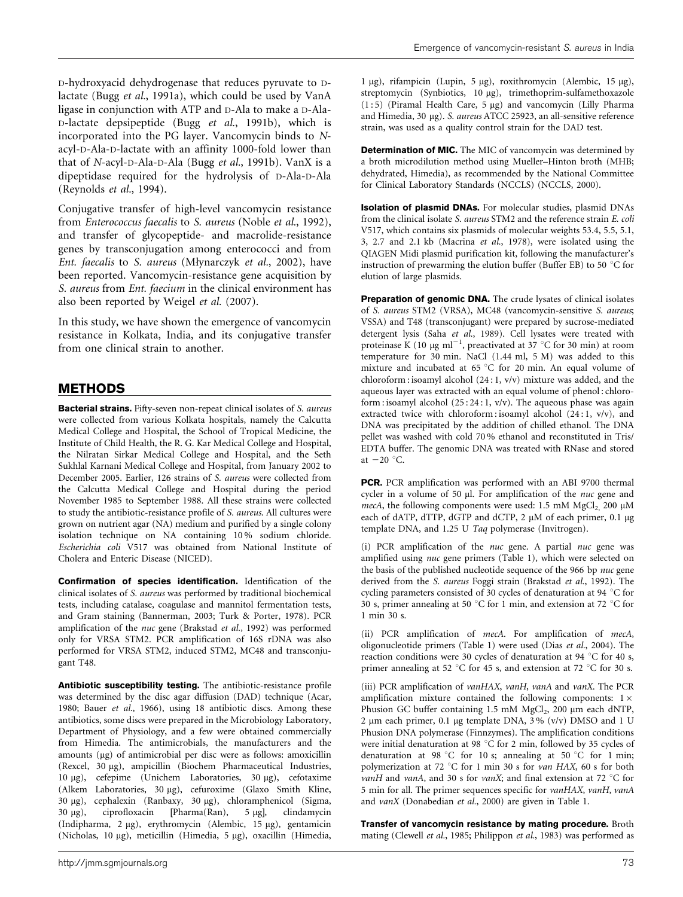D-hydroxyacid dehydrogenase that reduces pyruvate to D-lactate (Bugg *et al.*, 1991a), which could be used by VanA ligase in conjunction with ATP and D-Ala to make a D-Ala-D-lactate depsipeptide (Bugg *et al.*, 1991b), which is incorporated into the PG layer. Vancomycin binds to *N*-acyl-D-Ala-D-lactate with an affinity 1000-fold lower than that of *N*-acyl-D-Ala-D-Ala (Bugg *et al.*, 1991b). VanX is a dipeptidase required for the hydrolysis of D-Ala-D-Ala (Reynolds *et al.*, 1994).

Conjugative transfer of high-level vancomycin resistance from *Enterococcus faecalis* to *S. aureus* (Noble *et al.*, 1992), and transfer of glycopeptide- and macrolide-resistance genes by transconjugation among enterococci and from *Ent. faecalis* to *S. aureus* (Młynarczyk *et al.*, 2002), have been reported. Vancomycin-resistance gene acquisition by *S. aureus* from *Ent. faecium* in the clinical environment has also been reported by Weigel *et al.* (2007).

In this study, we have shown the emergence of vancomycin resistance in Kolkata, India, and its conjugative transfer from one clinical strain to another.

## METHODS

**Bacterial strains.** Fifty-seven non-repeat clinical isolates of *S. aureus* were collected from various Kolkata hospitals, namely the Calcutta Medical College and Hospital, the School of Tropical Medicine, the Institute of Child Health, the R. G. Kar Medical College and Hospital, the Nilratan Sirkar Medical College and Hospital, and the Seth Sukhlal Karnani Medical College and Hospital, from January 2002 to December 2005. Earlier, 126 strains of *S. aureus* were collected from the Calcutta Medical College and Hospital during the period November 1985 to September 1988. All these strains were collected to study the antibiotic-resistance profile of *S. aureus*. All cultures were grown on nutrient agar (NA) medium and purified by a single colony isolation technique on NA containing 10 % sodium chloride. *Escherichia coli* V517 was obtained from National Institute of Cholera and Enteric Disease (NICED).

**Confirmation of species identification.** Identification of the clinical isolates of *S. aureus* was performed by traditional biochemical tests, including catalase, coagulase and mannitol fermentation tests, and Gram staining (Bannerman, 2003; Turk & Porter, 1978). PCR amplification of the *nuc* gene (Brakstad *et al.*, 1992) was performed only for VRSA STM2. PCR amplification of 16S rDNA was also performed for VRSA STM2, induced STM2, MC48 and transconjugant T48.

**Antibiotic susceptibility testing.** The antibiotic-resistance profile was determined by the disc agar diffusion (DAD) technique (Acar, 1980; Bauer *et al.*, 1966), using 18 antibiotic discs. Among these antibiotics, some discs were prepared in the Microbiology Laboratory, Department of Physiology, and a few were obtained commercially from Himedia. The antimicrobials, the manufacturers and the amounts (μg) of antimicrobial per disc were as follows: amoxicillin (Rexcel, 30 μg), ampicillin (Biochem Pharmaceutical Industries, 10 μg), cefepime (Unichem Laboratories, 30 μg), cefotaxime (Alkem Laboratories, 30 μg), cefuroxime (Glaxo Smith Kline, 30 μg), cephalexin (Ranbaxy, 30 μg), chloramphenicol (Sigma, 30 μg), ciprofloxacin [Pharma(Ran), 5 μg], clindamycin (Indipharma, 2 μg), erythromycin (Alembic, 15 μg), gentamicin (Nicholas, 10 μg), meticillin (Himedia, 5 μg), oxacillin (Himedia, 1 μg), rifampicin (Lupin, 5 μg), roxithromycin (Alembic, 15 μg), streptomycin (Synbiotics, 10 μg), trimethoprim-sulfamethoxazole (1 : 5) (Piramal Health Care, 5 μg) and vancomycin (Lilly Pharma and Himedia, 30 μg). *S. aureus* ATCC 25923, an all-sensitive reference strain, was used as a quality control strain for the DAD test.

**Determination of MIC.** The MIC of vancomycin was determined by a broth microdilution method using Mueller–Hinton broth (MHB; dehydrated, Himedia), as recommended by the National Committee for Clinical Laboratory Standards (NCCLS) (NCCLS, 2000).

**Isolation of plasmid DNAs.** For molecular studies, plasmid DNAs from the clinical isolate *S. aureus* STM2 and the reference strain *E. coli* V517, which contains six plasmids of molecular weights 53.4, 5.5, 5.1, 3, 2.7 and 2.1 kb (Macrina *et al.*, 1978), were isolated using the QIAGEN Midi plasmid purification kit, following the manufacturer's instruction of prewarming the elution buffer (Buffer EB) to 50 °C for elution of large plasmids.

**Preparation of genomic DNA.** The crude lysates of clinical isolates of *S. aureus* STM2 (VRSA), MC48 (vancomycin-sensitive *S. aureus*; VSSA) and T48 (transconjugant) were prepared by sucrose-mediated detergent lysis (Saha *et al.*, 1989). Cell lysates were treated with proteinase K (10 μg $ml^{-1}$, preactivated at 37 °C for 30 min) at room temperature for 30 min. NaCl (1.44 ml, 5 M) was added to this mixture and incubated at 65 °C for 20 min. An equal volume of chloroform : isoamyl alcohol (24 : 1, v/v) mixture was added, and the aqueous layer was extracted with an equal volume of phenol : chloroform : isoamyl alcohol (25 : 24 : 1, v/v). The aqueous phase was again extracted twice with chloroform : isoamyl alcohol (24 : 1, v/v), and DNA was precipitated by the addition of chilled ethanol. The DNA pellet was washed with cold 70 % ethanol and reconstituted in Tris/EDTA buffer. The genomic DNA was treated with RNase and stored at −20 °C.

**PCR.** PCR amplification was performed with an ABI 9700 thermal cycler in a volume of 50 μl. For amplification of the *nuc* gene and *mecA*, the following components were used: 1.5 mM $MgCl_2$, 200 μM each of dATP, dTTP, dGTP and dCTP, 2 μM of each primer, 0.1 μg template DNA, and 1.25 U *Taq* polymerase (Invitrogen).

(i) PCR amplification of the *nuc* gene. A partial *nuc* gene was amplified using *nuc* gene primers (Table 1), which were selected on the basis of the published nucleotide sequence of the 966 bp *nuc* gene derived from the *S. aureus* Foggi strain (Brakstad *et al.*, 1992). The cycling parameters consisted of 30 cycles of denaturation at 94 °C for 30 s, primer annealing at 50 °C for 1 min, and extension at 72 °C for 1 min 30 s.

(ii) PCR amplification of *mecA*. For amplification of *mecA*, oligonucleotide primers (Table 1) were used (Dias *et al.*, 2004). The reaction conditions were 30 cycles of denaturation at 94 °C for 40 s, primer annealing at 52 °C for 45 s, and extension at 72 °C for 30 s.

(iii) PCR amplification of *vanHAX*, *vanH*, *vanA* and *vanX*. The PCR amplification mixture contained the following components: 1 × Phusion GC buffer containing 1.5 mM $MgCl_2$, 200 μm each dNTP, 2 μm each primer, 0.1 μg template DNA, 3 % (v/v) DMSO and 1 U Phusion DNA polymerase (Finnzymes). The amplification conditions were initial denaturation at 98 °C for 2 min, followed by 35 cycles of denaturation at 98 °C for 10 s; annealing at 50 °C for 1 min; polymerization at 72 °C for 1 min 30 s for *van HAX*, 60 s for both *vanH* and *vanA*, and 30 s for *vanX*; and final extension at 72 °C for 5 min for all. The primer sequences specific for *vanHAX*, *vanH*, *vanA* and *vanX* (Donabedian *et al.*, 2000) are given in Table 1.

**Transfer of vancomycin resistance by mating procedure.** Broth mating (Clewell *et al.*, 1985; Philippon *et al.*, 1983) was performed as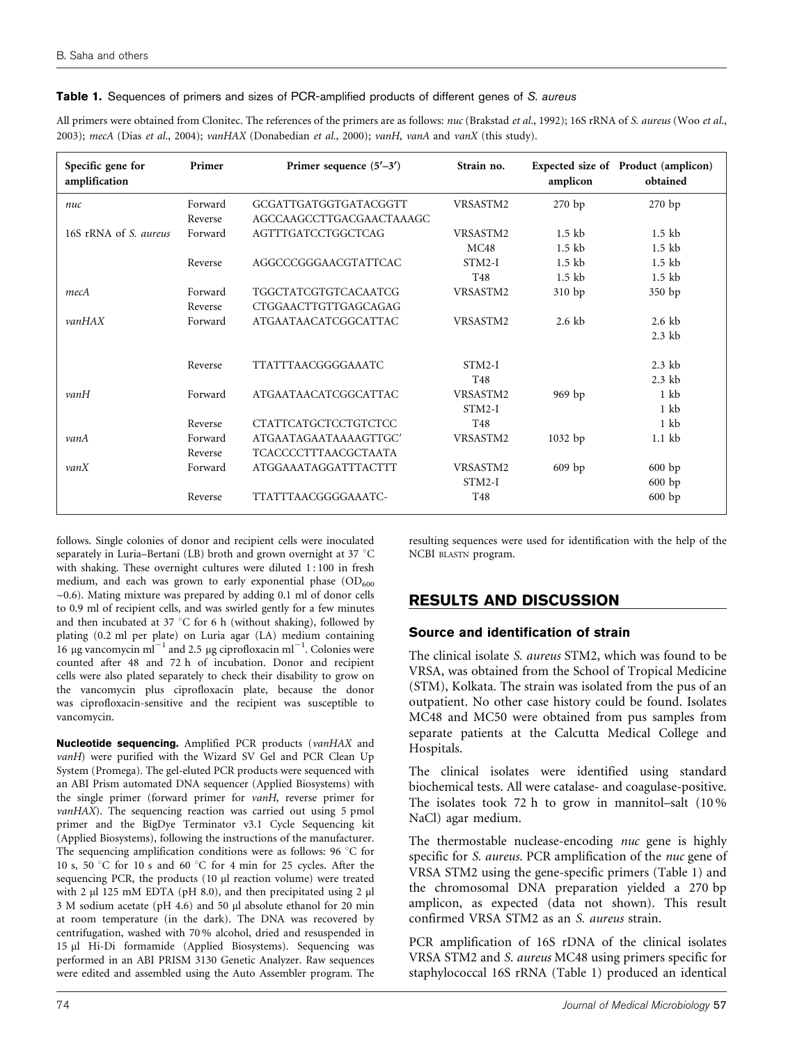**Table 1.** Sequences of primers and sizes of PCR-amplified products of different genes of *S. aureus*

All primers were obtained from Clonitec. The references of the primers are as follows: *nuc* (Brakstad *et al.*, 1992); 16S rRNA of *S. aureus* (Woo *et al.*, 2003); *mecA* (Dias *et al.*, 2004); *vanHAX* (Donabedian *et al.*, 2000); *vanH*, *vanA* and *vanX* (this study).

| Specific gene for amplification | Primer | Primer sequence (5′–3′) | Strain no. | Expected size of amplicon | Product (amplicon) obtained |
|---|---|---|---|---|---|
| *nuc* | Forward | GCGATTGATGGTGATACGGTT | VRSASTM2 | 270 bp | 270 bp |
| | Reverse | AGCCAAGCCTTGACGAACTAAAGC | | | |
| 16S rRNA of *S. aureus* | Forward | AGTTTGATCCTGGCTCAG | VRSASTM2 | 1.5 kb | 1.5 kb |
| | | | MC48 | 1.5 kb | 1.5 kb |
| | Reverse | AGGCCCGGGAACGTATTCAC | STM2-I | 1.5 kb | 1.5 kb |
| | | | T48 | 1.5 kb | 1.5 kb |
| *mecA* | Forward | TGGCTATCGTGTCACAATCG | VRSASTM2 | 310 bp | 350 bp |
| | Reverse | CTGGAACTTGTTGAGCAGAG | | | |
| *vanHAX* | Forward | ATGAATAACATCGGCATTAC | VRSASTM2 | 2.6 kb | 2.6 kb |
| | | | | | 2.3 kb |
| | Reverse | TTATTTAACGGGGAAATC | STM2-I | | 2.3 kb |
| | | | T48 | | 2.3 kb |
| *vanH* | Forward | ATGAATAACATCGGCATTAC | VRSASTM2 | 969 bp | 1 kb |
| | | | STM2-I | | 1 kb |
| | Reverse | CTATTCATGCTCCTGTCTCC | T48 | | 1 kb |
| *vanA* | Forward | ATGAATAGAATAAAAGTTGC′ | VRSASTM2 | 1032 bp | 1.1 kb |
| | Reverse | TCACCCCTTTAACGCTAATA | | | |
| *vanX* | Forward | ATGGAAATAGGATTTACTTT | VRSASTM2 | 609 bp | 600 bp |
| | | | STM2-I | | 600 bp |
| | Reverse | TTATTTAACGGGGAAATC- | T48 | | 600 bp |

follows. Single colonies of donor and recipient cells were inoculated separately in Luria–Bertani (LB) broth and grown overnight at 37 °C with shaking. These overnight cultures were diluted 1 : 100 in fresh medium, and each was grown to early exponential phase ($OD_{600}$ ~0.6). Mating mixture was prepared by adding 0.1 ml of donor cells to 0.9 ml of recipient cells, and was swirled gently for a few minutes and then incubated at 37 °C for 6 h (without shaking), followed by plating (0.2 ml per plate) on Luria agar (LA) medium containing 16 μg vancomycin $ml^{-1}$ and 2.5 μg ciprofloxacin $ml^{-1}$. Colonies were counted after 48 and 72 h of incubation. Donor and recipient cells were also plated separately to check their disability to grow on the vancomycin plus ciprofloxacin plate, because the donor was ciprofloxacin-sensitive and the recipient was susceptible to vancomycin.

**Nucleotide sequencing.** Amplified PCR products (*vanHAX* and *vanH*) were purified with the Wizard SV Gel and PCR Clean Up System (Promega). The gel-eluted PCR products were sequenced with an ABI Prism automated DNA sequencer (Applied Biosystems) with the single primer (forward primer for *vanH*, reverse primer for *vanHAX*). The sequencing reaction was carried out using 5 pmol primer and the BigDye Terminator v3.1 Cycle Sequencing kit (Applied Biosystems), following the instructions of the manufacturer. The sequencing amplification conditions were as follows: 96 °C for 10 s, 50 °C for 10 s and 60 °C for 4 min for 25 cycles. After the sequencing PCR, the products (10 μl reaction volume) were treated with 2 μl 125 mM EDTA (pH 8.0), and then precipitated using 2 μl 3 M sodium acetate (pH 4.6) and 50 μl absolute ethanol for 20 min at room temperature (in the dark). The DNA was recovered by centrifugation, washed with 70 % alcohol, dried and resuspended in 15 μl Hi-Di formamide (Applied Biosystems). Sequencing was performed in an ABI PRISM 3130 Genetic Analyzer. Raw sequences were edited and assembled using the Auto Assembler program. The resulting sequences were used for identification with the help of the NCBI BLASTN program.

## RESULTS AND DISCUSSION

### Source and identification of strain

The clinical isolate *S. aureus* STM2, which was found to be VRSA, was obtained from the School of Tropical Medicine (STM), Kolkata. The strain was isolated from the pus of an outpatient. No other case history could be found. Isolates MC48 and MC50 were obtained from pus samples from separate patients at the Calcutta Medical College and Hospitals.

The clinical isolates were identified using standard biochemical tests. All were catalase- and coagulase-positive. The isolates took 72 h to grow in mannitol–salt (10 % NaCl) agar medium.

The thermostable nuclease-encoding *nuc* gene is highly specific for *S. aureus*. PCR amplification of the *nuc* gene of VRSA STM2 using the gene-specific primers (Table 1) and the chromosomal DNA preparation yielded a 270 bp amplicon, as expected (data not shown). This result confirmed VRSA STM2 as an *S. aureus* strain.

PCR amplification of 16S rDNA of the clinical isolates VRSA STM2 and *S. aureus* MC48 using primers specific for staphylococcal 16S rRNA (Table 1) produced an identical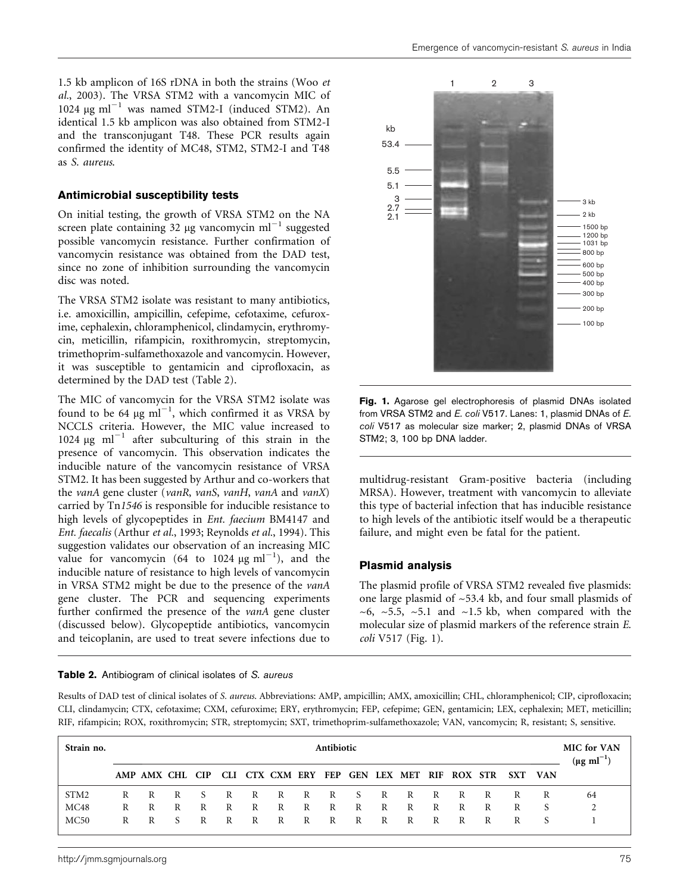1.5 kb amplicon of 16S rDNA in both the strains (Woo *et al.*, 2003). The VRSA STM2 with a vancomycin MIC of 1024 μg $ml^{-1}$ was named STM2-I (induced STM2). An identical 1.5 kb amplicon was also obtained from STM2-I and the transconjugant T48. These PCR results again confirmed the identity of MC48, STM2, STM2-I and T48 as *S. aureus*.

### Antimicrobial susceptibility tests

On initial testing, the growth of VRSA STM2 on the NA screen plate containing 32 μg vancomycin $ml^{-1}$ suggested possible vancomycin resistance. Further confirmation of vancomycin resistance was obtained from the DAD test, since no zone of inhibition surrounding the vancomycin disc was noted.

The VRSA STM2 isolate was resistant to many antibiotics, i.e. amoxicillin, ampicillin, cefepime, cefotaxime, cefuroxime, cephalexin, chloramphenicol, clindamycin, erythromycin, meticillin, rifampicin, roxithromycin, streptomycin, trimethoprim-sulfamethoxazole and vancomycin. However, it was susceptible to gentamicin and ciprofloxacin, as determined by the DAD test (Table 2).

The MIC of vancomycin for the VRSA STM2 isolate was found to be 64 μg $ml^{-1}$, which confirmed it as VRSA by NCCLS criteria. However, the MIC value increased to 1024 μg $ml^{-1}$ after subculturing of this strain in the presence of vancomycin. This observation indicates the inducible nature of the vancomycin resistance of VRSA STM2. It has been suggested by Arthur and co-workers that the *vanA* gene cluster (*vanR*, *vanS*, *vanH*, *vanA* and *vanX*) carried by Tn*1546* is responsible for inducible resistance to high levels of glycopeptides in *Ent. faecium* BM4147 and *Ent. faecalis* (Arthur *et al.*, 1993; Reynolds *et al.*, 1994). This suggestion validates our observation of an increasing MIC value for vancomycin (64 to 1024 μg $ml^{-1}$), and the inducible nature of resistance to high levels of vancomycin in VRSA STM2 might be due to the presence of the *vanA* gene cluster. The PCR and sequencing experiments further confirmed the presence of the *vanA* gene cluster (discussed below). Glycopeptide antibiotics, vancomycin and teicoplanin, are used to treat severe infections due to multidrug-resistant Gram-positive bacteria (including MRSA). However, treatment with vancomycin to alleviate this type of bacterial infection that has inducible resistance to high levels of the antibiotic itself would be a therapeutic failure, and might even be fatal for the patient.

**Fig. 1.** Agarose gel electrophoresis of plasmid DNAs isolated from VRSA STM2 and *E. coli* V517. Lanes: 1, plasmid DNAs of *E. coli* V517 as molecular size marker; 2, plasmid DNAs of VRSA STM2; 3, 100 bp DNA ladder.

### Plasmid analysis

The plasmid profile of VRSA STM2 revealed five plasmids: one large plasmid of ~53.4 kb, and four small plasmids of ~6, ~5.5, ~5.1 and ~1.5 kb, when compared with the molecular size of plasmid markers of the reference strain *E. coli* V517 (Fig. 1).

**Table 2.** Antibiogram of clinical isolates of *S. aureus*

Results of DAD test of clinical isolates of *S. aureus*. Abbreviations: AMP, ampicillin; AMX, amoxicillin; CHL, chloramphenicol; CIP, ciprofloxacin; CLI, clindamycin; CTX, cefotaxime; CXM, cefuroxime; ERY, erythromycin; FEP, cefepime; GEN, gentamicin; LEX, cephalexin; MET, meticillin; RIF, rifampicin; ROX, roxithromycin; STR, streptomycin; SXT, trimethoprim-sulfamethoxazole; VAN, vancomycin; R, resistant; S, sensitive.

| Strain no. | Antibiotic | | | | | | | | | | | | | | | | | MIC for VAN (μg $ml^{-1}$) |
|---|---|---|---|---|---|---|---|---|---|---|---|---|---|---|---|---|---|---|
| | AMP | AMX | CHL | CIP | CLI | CTX | CXM | ERY | FEP | GEN | LEX | MET | RIF | ROX | STR | SXT | VAN | |
| STM2 | R | R | R | S | R | R | R | R | R | S | R | R | R | R | R | R | R | 64 |
| MC48 | R | R | R | R | R | R | R | R | R | R | R | R | R | R | R | R | S | 2 |
| MC50 | R | R | S | R | R | R | R | R | R | R | R | R | R | R | R | R | S | 1 |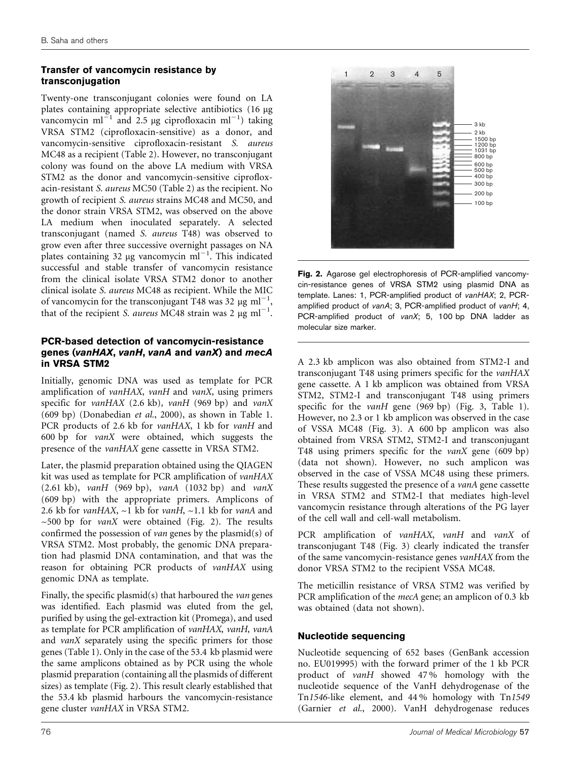## Transfer of vancomycin resistance by transconjugation

Twenty-one transconjugant colonies were found on LA plates containing appropriate selective antibiotics (16 μg vancomycin $ml^{-1}$ and 2.5 μg ciprofloxacin $ml^{-1}$) taking VRSA STM2 (ciprofloxacin-sensitive) as a donor, and vancomycin-sensitive ciprofloxacin-resistant *S. aureus* MC48 as a recipient (Table 2). However, no transconjugant colony was found on the above LA medium with VRSA STM2 as the donor and vancomycin-sensitive ciprofloxacin-resistant *S. aureus* MC50 (Table 2) as the recipient. No growth of recipient *S. aureus* strains MC48 and MC50, and the donor strain VRSA STM2, was observed on the above LA medium when inoculated separately. A selected transconjugant (named *S. aureus* T48) was observed to grow even after three successive overnight passages on NA plates containing 32 μg vancomycin $ml^{-1}$. This indicated successful and stable transfer of vancomycin resistance from the clinical isolate VRSA STM2 donor to another clinical isolate *S. aureus* MC48 as recipient. While the MIC of vancomycin for the transconjugant T48 was 32 μg $ml^{-1}$, that of the recipient *S. aureus* MC48 strain was 2 μg $ml^{-1}$.

## PCR-based detection of vancomycin-resistance genes (*vanHAX*, *vanH*, *vanA* and *vanX*) and *mecA* in VRSA STM2

Initially, genomic DNA was used as template for PCR amplification of *vanHAX*, *vanH* and *vanX*, using primers specific for *vanHAX* (2.6 kb), *vanH* (969 bp) and *vanX* (609 bp) (Donabedian *et al.*, 2000), as shown in Table 1. PCR products of 2.6 kb for *vanHAX*, 1 kb for *vanH* and 600 bp for *vanX* were obtained, which suggests the presence of the *vanHAX* gene cassette in VRSA STM2.

Later, the plasmid preparation obtained using the QIAGEN kit was used as template for PCR amplification of *vanHAX* (2.61 kb), *vanH* (969 bp), *vanA* (1032 bp) and *vanX* (609 bp) with the appropriate primers. Amplicons of 2.6 kb for *vanHAX*, ~1 kb for *vanH*, ~1.1 kb for *vanA* and ~500 bp for *vanX* were obtained (Fig. 2). The results confirmed the possession of *van* genes by the plasmid(s) of VRSA STM2. Most probably, the genomic DNA preparation had plasmid DNA contamination, and that was the reason for obtaining PCR products of *vanHAX* using genomic DNA as template.

Finally, the specific plasmid(s) that harboured the *van* genes was identified. Each plasmid was eluted from the gel, purified by using the gel-extraction kit (Promega), and used as template for PCR amplification of *vanHAX*, *vanH*, *vanA* and *vanX* separately using the specific primers for those genes (Table 1). Only in the case of the 53.4 kb plasmid were the same amplicons obtained as by PCR using the whole plasmid preparation (containing all the plasmids of different sizes) as template (Fig. 2). This result clearly established that the 53.4 kb plasmid harbours the vancomycin-resistance gene cluster *vanHAX* in VRSA STM2.

**Fig. 2.** Agarose gel electrophoresis of PCR-amplified vancomycin-resistance genes of VRSA STM2 using plasmid DNA as template. Lanes: 1, PCR-amplified product of *vanHAX*; 2, PCR-amplified product of *vanA*; 3, PCR-amplified product of *vanH*; 4, PCR-amplified product of *vanX*; 5, 100 bp DNA ladder as molecular size marker.

A 2.3 kb amplicon was also obtained from STM2-I and transconjugant T48 using primers specific for the *vanHAX* gene cassette. A 1 kb amplicon was obtained from VRSA STM2, STM2-I and transconjugant T48 using primers specific for the *vanH* gene (969 bp) (Fig. 3, Table 1). However, no 2.3 or 1 kb amplicon was observed in the case of VSSA MC48 (Fig. 3). A 600 bp amplicon was also obtained from VRSA STM2, STM2-I and transconjugant T48 using primers specific for the *vanX* gene (609 bp) (data not shown). However, no such amplicon was observed in the case of VSSA MC48 using these primers. These results suggested the presence of a *vanA* gene cassette in VRSA STM2 and STM2-I that mediates high-level vancomycin resistance through alterations of the PG layer of the cell wall and cell-wall metabolism.

PCR amplification of *vanHAX*, *vanH* and *vanX* of transconjugant T48 (Fig. 3) clearly indicated the transfer of the same vancomycin-resistance genes *vanHAX* from the donor VRSA STM2 to the recipient VSSA MC48.

The meticillin resistance of VRSA STM2 was verified by PCR amplification of the *mecA* gene; an amplicon of 0.3 kb was obtained (data not shown).

## Nucleotide sequencing

Nucleotide sequencing of 652 bases (GenBank accession no. EU019995) with the forward primer of the 1 kb PCR product of *vanH* showed 47 % homology with the nucleotide sequence of the VanH dehydrogenase of the Tn*1546*-like element, and 44 % homology with Tn*1549* (Garnier *et al.*, 2000). VanH dehydrogenase reduces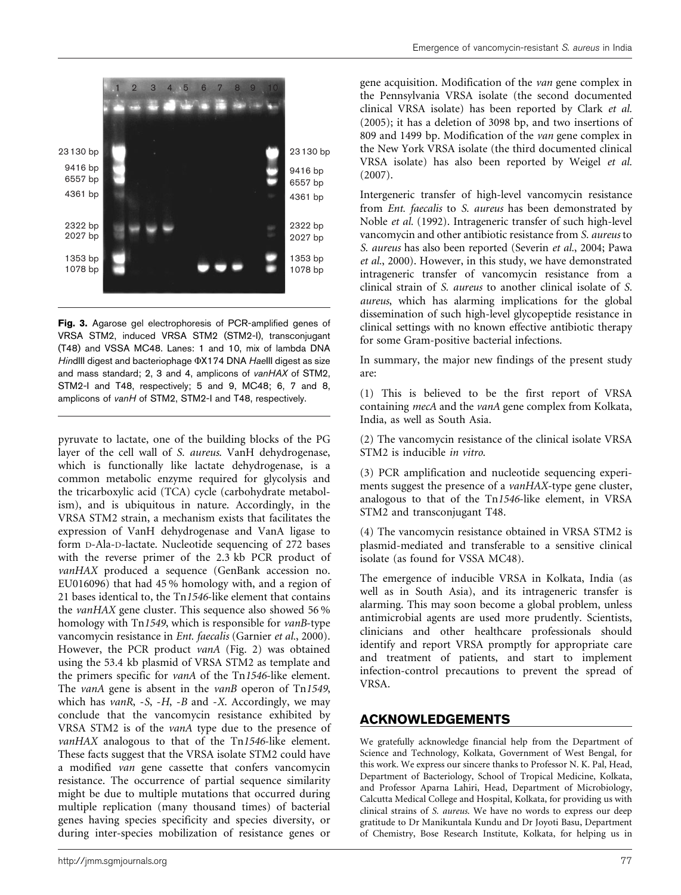Fig. 3. Agarose gel electrophoresis of PCR-amplified genes of VRSA STM2, induced VRSA STM2 (STM2-I), transconjugant (T48) and VSSA MC48. Lanes: 1 and 10, mix of lambda DNA *Hin*dIII digest and bacteriophage ΦX174 DNA *Hae*III digest as size and mass standard; 2, 3 and 4, amplicons of *vanHAX* of STM2, STM2-I and T48, respectively; 5 and 9, MC48; 6, 7 and 8, amplicons of *vanH* of STM2, STM2-I and T48, respectively.

pyruvate to lactate, one of the building blocks of the PG layer of the cell wall of *S. aureus*. VanH dehydrogenase, which is functionally like lactate dehydrogenase, is a common metabolic enzyme required for glycolysis and the tricarboxylic acid (TCA) cycle (carbohydrate metabolism), and is ubiquitous in nature. Accordingly, in the VRSA STM2 strain, a mechanism exists that facilitates the expression of VanH dehydrogenase and VanA ligase to form D-Ala-D-lactate. Nucleotide sequencing of 272 bases with the reverse primer of the 2.3 kb PCR product of *vanHAX* produced a sequence (GenBank accession no. EU016096) that had 45 % homology with, and a region of 21 bases identical to, the Tn*1546*-like element that contains the *vanHAX* gene cluster. This sequence also showed 56 % homology with Tn*1549*, which is responsible for *vanB*-type vancomycin resistance in *Ent. faecalis* (Garnier *et al.*, 2000). However, the PCR product *vanA* (Fig. 2) was obtained using the 53.4 kb plasmid of VRSA STM2 as template and the primers specific for *vanA* of the Tn*1546*-like element. The *vanA* gene is absent in the *vanB* operon of Tn*1549*, which has *vanR*, *-S*, *-H*, *-B* and *-X*. Accordingly, we may conclude that the vancomycin resistance exhibited by VRSA STM2 is of the *vanA* type due to the presence of *vanHAX* analogous to that of the Tn*1546*-like element. These facts suggest that the VRSA isolate STM2 could have a modified *van* gene cassette that confers vancomycin resistance. The occurrence of partial sequence similarity might be due to multiple mutations that occurred during multiple replication (many thousand times) of bacterial genes having species specificity and species diversity, or during inter-species mobilization of resistance genes or gene acquisition. Modification of the *van* gene complex in the Pennsylvania VRSA isolate (the second documented clinical VRSA isolate) has been reported by Clark *et al.* (2005); it has a deletion of 3098 bp, and two insertions of 809 and 1499 bp. Modification of the *van* gene complex in the New York VRSA isolate (the third documented clinical VRSA isolate) has also been reported by Weigel *et al.* (2007).

Intergeneric transfer of high-level vancomycin resistance from *Ent. faecalis* to *S. aureus* has been demonstrated by Noble *et al.* (1992). Intrageneric transfer of such high-level vancomycin and other antibiotic resistance from *S. aureus* to *S. aureus* has also been reported (Severin *et al.*, 2004; Pawa *et al.*, 2000). However, in this study, we have demonstrated intrageneric transfer of vancomycin resistance from a clinical strain of *S. aureus* to another clinical isolate of *S. aureus*, which has alarming implications for the global dissemination of such high-level glycopeptide resistance in clinical settings with no known effective antibiotic therapy for some Gram-positive bacterial infections.

In summary, the major new findings of the present study are:

(1) This is believed to be the first report of VRSA containing *mecA* and the *vanA* gene complex from Kolkata, India, as well as South Asia.

(2) The vancomycin resistance of the clinical isolate VRSA STM2 is inducible *in vitro*.

(3) PCR amplification and nucleotide sequencing experiments suggest the presence of a *vanHAX*-type gene cluster, analogous to that of the Tn*1546*-like element, in VRSA STM2 and transconjugant T48.

(4) The vancomycin resistance obtained in VRSA STM2 is plasmid-mediated and transferable to a sensitive clinical isolate (as found for VSSA MC48).

The emergence of inducible VRSA in Kolkata, India (as well as in South Asia), and its intrageneric transfer is alarming. This may soon become a global problem, unless antimicrobial agents are used more prudently. Scientists, clinicians and other healthcare professionals should identify and report VRSA promptly for appropriate care and treatment of patients, and start to implement infection-control precautions to prevent the spread of VRSA.

## ACKNOWLEDGEMENTS

We gratefully acknowledge financial help from the Department of Science and Technology, Kolkata, Government of West Bengal, for this work. We express our sincere thanks to Professor N. K. Pal, Head, Department of Bacteriology, School of Tropical Medicine, Kolkata, and Professor Aparna Lahiri, Head, Department of Microbiology, Calcutta Medical College and Hospital, Kolkata, for providing us with clinical strains of *S. aureus*. We have no words to express our deep gratitude to Dr Manikuntala Kundu and Dr Joyoti Basu, Department of Chemistry, Bose Research Institute, Kolkata, for helping us in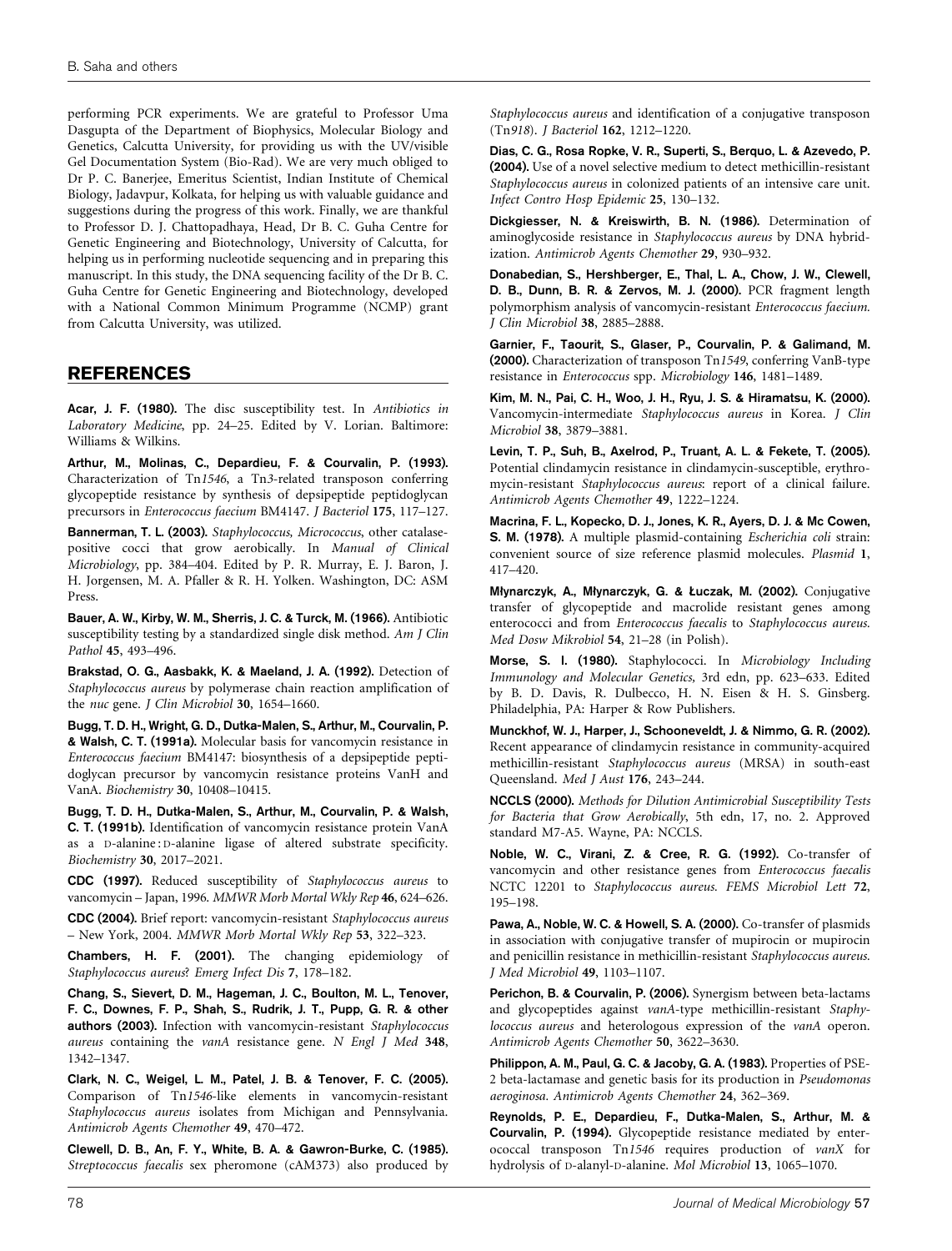performing PCR experiments. We are grateful to Professor Uma Dasgupta of the Department of Biophysics, Molecular Biology and Genetics, Calcutta University, for providing us with the UV/visible Gel Documentation System (Bio-Rad). We are very much obliged to Dr P. C. Banerjee, Emeritus Scientist, Indian Institute of Chemical Biology, Jadavpur, Kolkata, for helping us with valuable guidance and suggestions during the progress of this work. Finally, we are thankful to Professor D. J. Chattopadhaya, Head, Dr B. C. Guha Centre for Genetic Engineering and Biotechnology, University of Calcutta, for helping us in performing nucleotide sequencing and in preparing this manuscript. In this study, the DNA sequencing facility of the Dr B. C. Guha Centre for Genetic Engineering and Biotechnology, developed with a National Common Minimum Programme (NCMP) grant from Calcutta University, was utilized.

## REFERENCES

**Acar, J. F. (1980).** The disc susceptibility test. In *Antibiotics in Laboratory Medicine*, pp. 24–25. Edited by V. Lorian. Baltimore: Williams & Wilkins.

**Arthur, M., Molinas, C., Depardieu, F. & Courvalin, P. (1993).** Characterization of Tn*1546*, a Tn*3*-related transposon conferring glycopeptide resistance by synthesis of depsipeptide peptidoglycan precursors in *Enterococcus faecium* BM4147. *J Bacteriol* **175**, 117–127.

**Bannerman, T. L. (2003).** *Staphylococcus, Micrococcus*, other catalase-positive cocci that grow aerobically. In *Manual of Clinical Microbiology*, pp. 384–404. Edited by P. R. Murray, E. J. Baron, J. H. Jorgensen, M. A. Pfaller & R. H. Yolken. Washington, DC: ASM Press.

**Bauer, A. W., Kirby, W. M., Sherris, J. C. & Turck, M. (1966).** Antibiotic susceptibility testing by a standardized single disk method. *Am J Clin Pathol* **45**, 493–496.

**Brakstad, O. G., Aasbakk, K. & Maeland, J. A. (1992).** Detection of *Staphylococcus aureus* by polymerase chain reaction amplification of the *nuc* gene. *J Clin Microbiol* **30**, 1654–1660.

**Bugg, T. D. H., Wright, G. D., Dutka-Malen, S., Arthur, M., Courvalin, P. & Walsh, C. T. (1991a).** Molecular basis for vancomycin resistance in *Enterococcus faecium* BM4147: biosynthesis of a depsipeptide peptidoglycan precursor by vancomycin resistance proteins VanH and VanA. *Biochemistry* **30**, 10408–10415.

**Bugg, T. D. H., Dutka-Malen, S., Arthur, M., Courvalin, P. & Walsh, C. T. (1991b).** Identification of vancomycin resistance protein VanA as a D-alanine : D-alanine ligase of altered substrate specificity. *Biochemistry* **30**, 2017–2021.

**CDC (1997).** Reduced susceptibility of *Staphylococcus aureus* to vancomycin – Japan, 1996. *MMWR Morb Mortal Wkly Rep* **46**, 624–626.

**CDC (2004).** Brief report: vancomycin-resistant *Staphylococcus aureus* – New York, 2004. *MMWR Morb Mortal Wkly Rep* **53**, 322–323.

**Chambers, H. F. (2001).** The changing epidemiology of *Staphylococcus aureus*? *Emerg Infect Dis* **7**, 178–182.

**Chang, S., Sievert, D. M., Hageman, J. C., Boulton, M. L., Tenover, F. C., Downes, F. P., Shah, S., Rudrik, J. T., Pupp, G. R. & other authors (2003).** Infection with vancomycin-resistant *Staphylococcus aureus* containing the *vanA* resistance gene. *N Engl J Med* **348**, 1342–1347.

**Clark, N. C., Weigel, L. M., Patel, J. B. & Tenover, F. C. (2005).** Comparison of Tn*1546*-like elements in vancomycin-resistant *Staphylococcus aureus* isolates from Michigan and Pennsylvania. *Antimicrob Agents Chemother* **49**, 470–472.

**Clewell, D. B., An, F. Y., White, B. A. & Gawron-Burke, C. (1985).** *Streptococcus faecalis* sex pheromone (cAM373) also produced by *Staphylococcus aureus* and identification of a conjugative transposon (Tn*918*). *J Bacteriol* **162**, 1212–1220.

**Dias, C. G., Rosa Ropke, V. R., Superti, S., Berquo, L. & Azevedo, P. (2004).** Use of a novel selective medium to detect methicillin-resistant *Staphylococcus aureus* in colonized patients of an intensive care unit. *Infect Contro Hosp Epidemic* **25**, 130–132.

**Dickgiesser, N. & Kreiswirth, B. N. (1986).** Determination of aminoglycoside resistance in *Staphylococcus aureus* by DNA hybridization. *Antimicrob Agents Chemother* **29**, 930–932.

**Donabedian, S., Hershberger, E., Thal, L. A., Chow, J. W., Clewell, D. B., Dunn, B. R. & Zervos, M. J. (2000).** PCR fragment length polymorphism analysis of vancomycin-resistant *Enterococcus faecium*. *J Clin Microbiol* **38**, 2885–2888.

**Garnier, F., Taourit, S., Glaser, P., Courvalin, P. & Galimand, M. (2000).** Characterization of transposon Tn*1549*, conferring VanB-type resistance in *Enterococcus* spp. *Microbiology* **146**, 1481–1489.

**Kim, M. N., Pai, C. H., Woo, J. H., Ryu, J. S. & Hiramatsu, K. (2000).** Vancomycin-intermediate *Staphylococcus aureus* in Korea. *J Clin Microbiol* **38**, 3879–3881.

**Levin, T. P., Suh, B., Axelrod, P., Truant, A. L. & Fekete, T. (2005).** Potential clindamycin resistance in clindamycin-susceptible, erythromycin-resistant *Staphylococcus aureus*: report of a clinical failure. *Antimicrob Agents Chemother* **49**, 1222–1224.

**Macrina, F. L., Kopecko, D. J., Jones, K. R., Ayers, D. J. & Mc Cowen, S. M. (1978).** A multiple plasmid-containing *Escherichia coli* strain: convenient source of size reference plasmid molecules. *Plasmid* **1**, 417–420.

**Młynarczyk, A., Młynarczyk, G. & Łuczak, M. (2002).** Conjugative transfer of glycopeptide and macrolide resistant genes among enterococci and from *Enterococcus faecalis* to *Staphylococcus aureus*. *Med Dosw Mikrobiol* **54**, 21–28 (in Polish).

**Morse, S. I. (1980).** Staphylococci. In *Microbiology Including Immunology and Molecular Genetics*, 3rd edn, pp. 623–633. Edited by B. D. Davis, R. Dulbecco, H. N. Eisen & H. S. Ginsberg. Philadelphia, PA: Harper & Row Publishers.

**Munckhof, W. J., Harper, J., Schooneveldt, J. & Nimmo, G. R. (2002).** Recent appearance of clindamycin resistance in community-acquired methicillin-resistant *Staphylococcus aureus* (MRSA) in south-east Queensland. *Med J Aust* **176**, 243–244.

**NCCLS (2000).** *Methods for Dilution Antimicrobial Susceptibility Tests for Bacteria that Grow Aerobically*, 5th edn, 17, no. 2. Approved standard M7-A5. Wayne, PA: NCCLS.

**Noble, W. C., Virani, Z. & Cree, R. G. (1992).** Co-transfer of vancomycin and other resistance genes from *Enterococcus faecalis* NCTC 12201 to *Staphylococcus aureus*. *FEMS Microbiol Lett* **72**, 195–198.

**Pawa, A., Noble, W. C. & Howell, S. A. (2000).** Co-transfer of plasmids in association with conjugative transfer of mupirocin or mupirocin and penicillin resistance in methicillin-resistant *Staphylococcus aureus*. *J Med Microbiol* **49**, 1103–1107.

**Perichon, B. & Courvalin, P. (2006).** Synergism between beta-lactams and glycopeptides against *vanA*-type methicillin-resistant *Staphylococcus aureus* and heterologous expression of the *vanA* operon. *Antimicrob Agents Chemother* **50**, 3622–3630.

**Philippon, A. M., Paul, G. C. & Jacoby, G. A. (1983).** Properties of PSE-2 beta-lactamase and genetic basis for its production in *Pseudomonas aeroginosa*. *Antimicrob Agents Chemother* **24**, 362–369.

**Reynolds, P. E., Depardieu, F., Dutka-Malen, S., Arthur, M. & Courvalin, P. (1994).** Glycopeptide resistance mediated by enterococcal transposon Tn*1546* requires production of *vanX* for hydrolysis of D-alanyl-D-alanine. *Mol Microbiol* **13**, 1065–1070.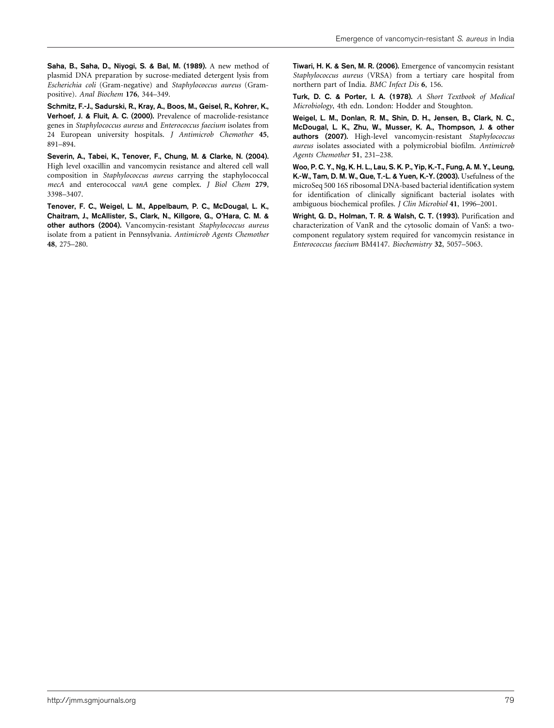**Saha, B., Saha, D., Niyogi, S. & Bal, M. (1989).** A new method of plasmid DNA preparation by sucrose-mediated detergent lysis from *Escherichia coli* (Gram-negative) and *Staphylococcus aureus* (Gram-positive). *Anal Biochem* **176**, 344–349.

**Schmitz, F.-J., Sadurski, R., Kray, A., Boos, M., Geisel, R., Kohrer, K., Verhoef, J. & Fluit, A. C. (2000).** Prevalence of macrolide-resistance genes in *Staphylococcus aureus* and *Enterococcus faecium* isolates from 24 European university hospitals. *J Antimicrob Chemother* **45**, 891–894.

**Severin, A., Tabei, K., Tenover, F., Chung, M. & Clarke, N. (2004).** High level oxacillin and vancomycin resistance and altered cell wall composition in *Staphylococcus aureus* carrying the staphylococcal *mecA* and enterococcal *vanA* gene complex. *J Biol Chem* **279**, 3398–3407.

**Tenover, F. C., Weigel, L. M., Appelbaum, P. C., McDougal, L. K., Chaitram, J., McAllister, S., Clark, N., Killgore, G., O'Hara, C. M. & other authors (2004).** Vancomycin-resistant *Staphylococcus aureus* isolate from a patient in Pennsylvania. *Antimicrob Agents Chemother* **48**, 275–280.

**Tiwari, H. K. & Sen, M. R. (2006).** Emergence of vancomycin resistant *Staphylococcus aureus* (VRSA) from a tertiary care hospital from northern part of India. *BMC Infect Dis* **6**, 156.

**Turk, D. C. & Porter, I. A. (1978).** *A Short Textbook of Medical Microbiology*, 4th edn. London: Hodder and Stoughton.

**Weigel, L. M., Donlan, R. M., Shin, D. H., Jensen, B., Clark, N. C., McDougal, L. K., Zhu, W., Musser, K. A., Thompson, J. & other authors (2007).** High-level vancomycin-resistant *Staphylococcus aureus* isolates associated with a polymicrobial biofilm. *Antimicrob Agents Chemother* **51**, 231–238.

**Woo, P. C. Y., Ng, K. H. L., Lau, S. K. P., Yip, K.-T., Fung, A. M. Y., Leung, K.-W., Tam, D. M. W., Que, T.-L. & Yuen, K.-Y. (2003).** Usefulness of the microSeq 500 16S ribosomal DNA-based bacterial identification system for identification of clinically significant bacterial isolates with ambiguous biochemical profiles. *J Clin Microbiol* **41**, 1996–2001.

**Wright, G. D., Holman, T. R. & Walsh, C. T. (1993).** Purification and characterization of VanR and the cytosolic domain of VanS: a two-component regulatory system required for vancomycin resistance in *Enterococcus faecium* BM4147. *Biochemistry* **32**, 5057–5063.